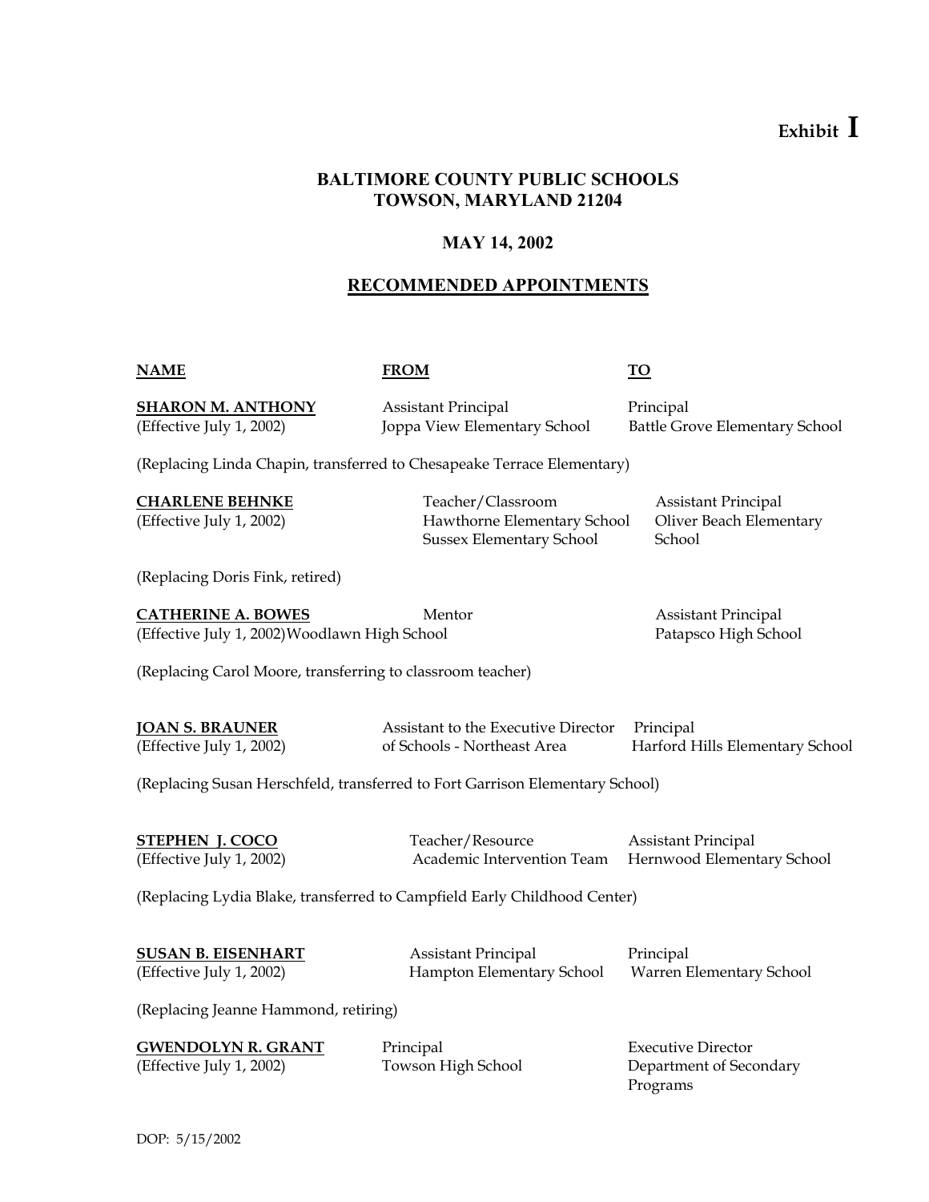**Exhibit I**

**BALTIMORE COUNTY PUBLIC SCHOOLS**
**TOWSON, MARYLAND 21204**

**MAY 14, 2002**

**RECOMMENDED APPOINTMENTS**

| NAME | FROM | TO |
|---|---|---|
| **SHARON M. ANTHONY** (Effective July 1, 2002) | Assistant Principal Joppa View Elementary School | Principal Battle Grove Elementary School |
| (Replacing Linda Chapin, transferred to Chesapeake Terrace Elementary) | | |
| **CHARLENE BEHNKE** (Effective July 1, 2002) | Teacher/Classroom Hawthorne Elementary School Sussex Elementary School | Assistant Principal Oliver Beach Elementary School |
| (Replacing Doris Fink, retired) | | |
| **CATHERINE A. BOWES** (Effective July 1, 2002) | Mentor Woodlawn High School | Assistant Principal Patapsco High School |
| (Replacing Carol Moore, transferring to classroom teacher) | | |
| **JOAN S. BRAUNER** (Effective July 1, 2002) | Assistant to the Executive Director of Schools - Northeast Area | Principal Harford Hills Elementary School |
| (Replacing Susan Herschfeld, transferred to Fort Garrison Elementary School) | | |
| **STEPHEN J. COCO** (Effective July 1, 2002) | Teacher/Resource Academic Intervention Team | Assistant Principal Hernwood Elementary School |
| (Replacing Lydia Blake, transferred to Campfield Early Childhood Center) | | |
| **SUSAN B. EISENHART** (Effective July 1, 2002) | Assistant Principal Hampton Elementary School | Principal Warren Elementary School |
| (Replacing Jeanne Hammond, retiring) | | |
| **GWENDOLYN R. GRANT** (Effective July 1, 2002) | Principal Towson High School | Executive Director Department of Secondary Programs |

DOP: 5/15/2002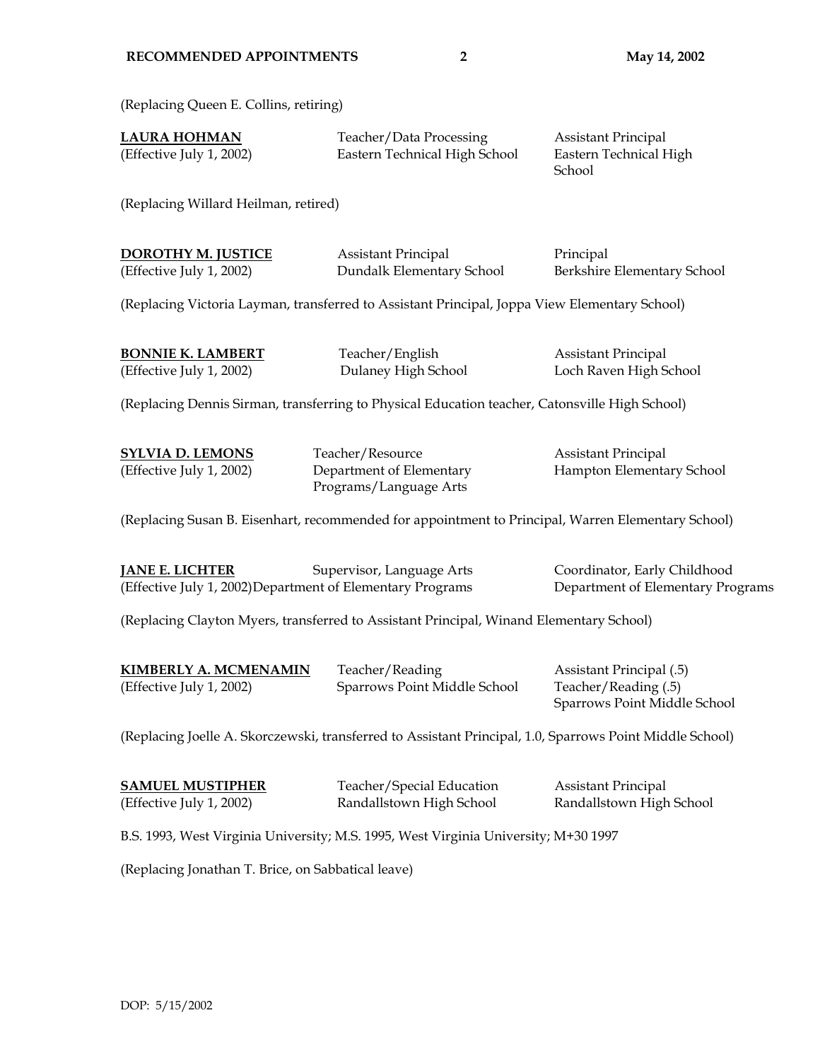(Replacing Queen E. Collins, retiring)

| | | |
|---|---|---|
| **LAURA HOHMAN** (Effective July 1, 2002) | Teacher/Data Processing Eastern Technical High School | Assistant Principal Eastern Technical High School |

(Replacing Willard Heilman, retired)

| | | |
|---|---|---|
| **DOROTHY M. JUSTICE** (Effective July 1, 2002) | Assistant Principal Dundalk Elementary School | Principal Berkshire Elementary School |

(Replacing Victoria Layman, transferred to Assistant Principal, Joppa View Elementary School)

| | | |
|---|---|---|
| **BONNIE K. LAMBERT** (Effective July 1, 2002) | Teacher/English Dulaney High School | Assistant Principal Loch Raven High School |

(Replacing Dennis Sirman, transferring to Physical Education teacher, Catonsville High School)

| | | |
|---|---|---|
| **SYLVIA D. LEMONS** (Effective July 1, 2002) | Teacher/Resource Department of Elementary Programs/Language Arts | Assistant Principal Hampton Elementary School |

(Replacing Susan B. Eisenhart, recommended for appointment to Principal, Warren Elementary School)

| | | |
|---|---|---|
| **JANE E. LICHTER** (Effective July 1, 2002) | Supervisor, Language Arts Department of Elementary Programs | Coordinator, Early Childhood Department of Elementary Programs |

(Replacing Clayton Myers, transferred to Assistant Principal, Winand Elementary School)

| | | |
|---|---|---|
| **KIMBERLY A. MCMENAMIN** (Effective July 1, 2002) | Teacher/Reading Sparrows Point Middle School | Assistant Principal (.5) Teacher/Reading (.5) Sparrows Point Middle School |

(Replacing Joelle A. Skorczewski, transferred to Assistant Principal, 1.0, Sparrows Point Middle School)

| | | |
|---|---|---|
| **SAMUEL MUSTIPHER** (Effective July 1, 2002) | Teacher/Special Education Randallstown High School | Assistant Principal Randallstown High School |

B.S. 1993, West Virginia University; M.S. 1995, West Virginia University; M+30 1997

(Replacing Jonathan T. Brice, on Sabbatical leave)

DOP: 5/15/2002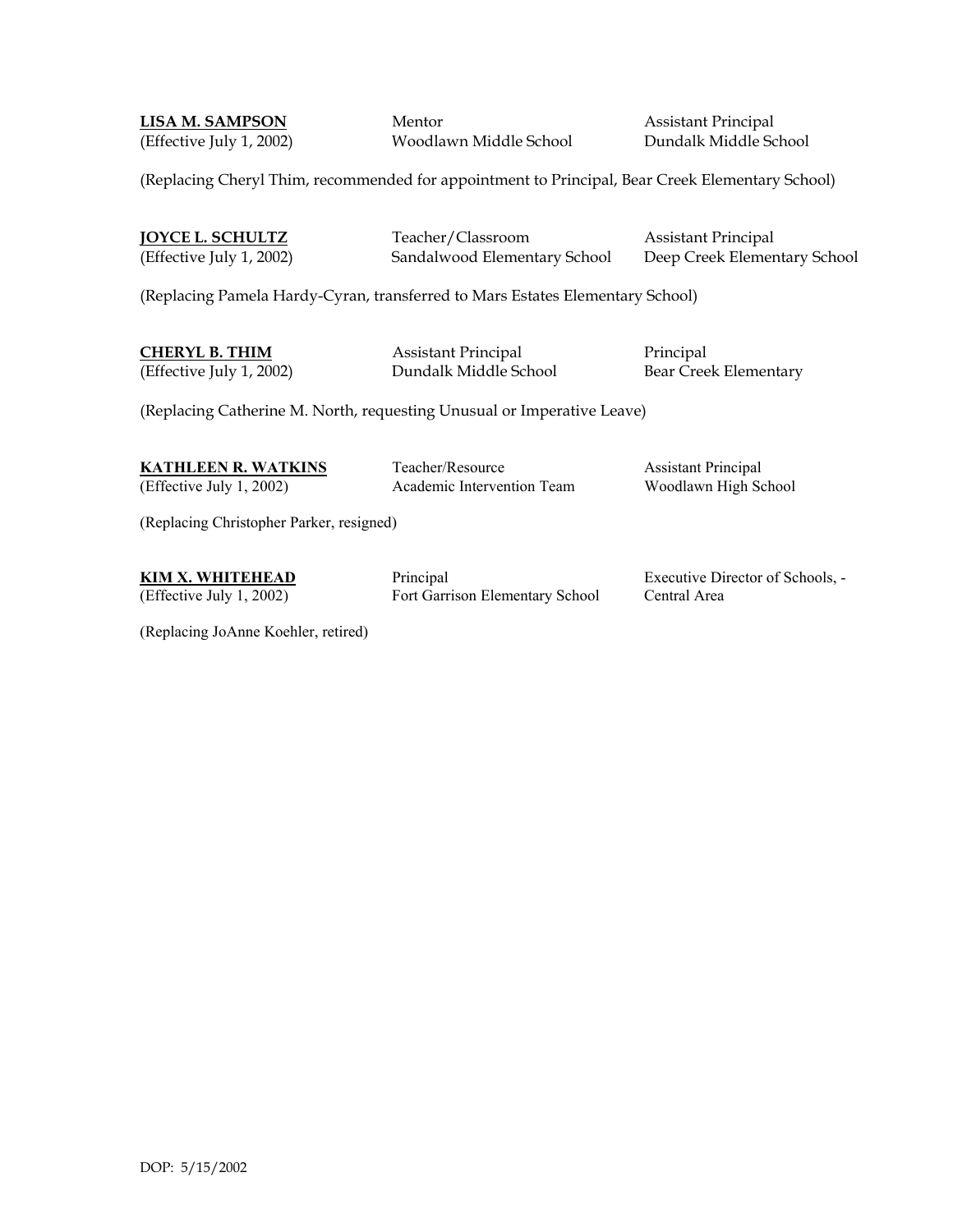| | | |
|---|---|---|
| **LISA M. SAMPSON** (Effective July 1, 2002) | Mentor Woodlawn Middle School | Assistant Principal Dundalk Middle School |

(Replacing Cheryl Thim, recommended for appointment to Principal, Bear Creek Elementary School)

| | | |
|---|---|---|
| **JOYCE L. SCHULTZ** (Effective July 1, 2002) | Teacher/Classroom Sandalwood Elementary School | Assistant Principal Deep Creek Elementary School |

(Replacing Pamela Hardy-Cyran, transferred to Mars Estates Elementary School)

| | | |
|---|---|---|
| **CHERYL B. THIM** (Effective July 1, 2002) | Assistant Principal Dundalk Middle School | Principal Bear Creek Elementary |

(Replacing Catherine M. North, requesting Unusual or Imperative Leave)

| | | |
|---|---|---|
| **KATHLEEN R. WATKINS** (Effective July 1, 2002) | Teacher/Resource Academic Intervention Team | Assistant Principal Woodlawn High School |

(Replacing Christopher Parker, resigned)

| | | |
|---|---|---|
| **KIM X. WHITEHEAD** (Effective July 1, 2002) | Principal Fort Garrison Elementary School | Executive Director of Schools, - Central Area |

(Replacing JoAnne Koehler, retired)

DOP: 5/15/2002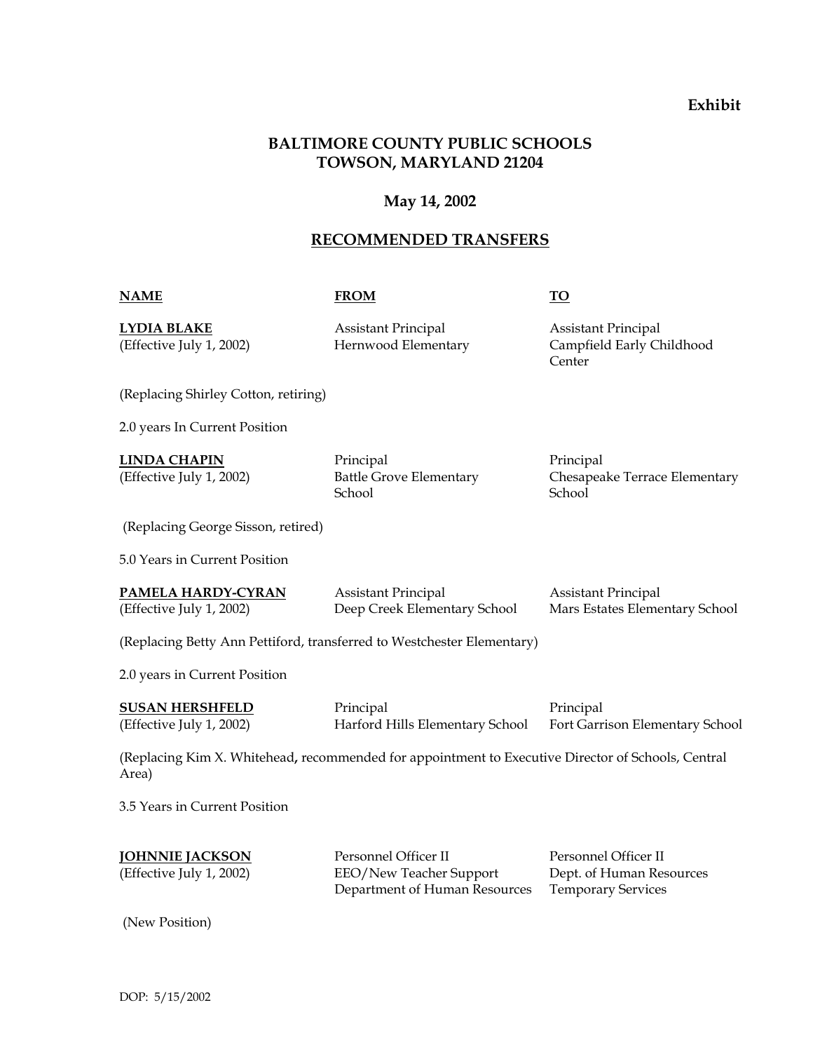**Exhibit**

# BALTIMORE COUNTY PUBLIC SCHOOLS
# TOWSON, MARYLAND 21204

## May 14, 2002

## RECOMMENDED TRANSFERS

| NAME | FROM | TO |
|---|---|---|
| **LYDIA BLAKE** (Effective July 1, 2002) | Assistant Principal Hernwood Elementary | Assistant Principal Campfield Early Childhood Center |

(Replacing Shirley Cotton, retiring)

2.0 years In Current Position

| NAME | FROM | TO |
|---|---|---|
| **LINDA CHAPIN** (Effective July 1, 2002) | Principal Battle Grove Elementary School | Principal Chesapeake Terrace Elementary School |

(Replacing George Sisson, retired)

5.0 Years in Current Position

| NAME | FROM | TO |
|---|---|---|
| **PAMELA HARDY-CYRAN** (Effective July 1, 2002) | Assistant Principal Deep Creek Elementary School | Assistant Principal Mars Estates Elementary School |

(Replacing Betty Ann Pettiford, transferred to Westchester Elementary)

2.0 years in Current Position

| NAME | FROM | TO |
|---|---|---|
| **SUSAN HERSHFELD** (Effective July 1, 2002) | Principal Harford Hills Elementary School | Principal Fort Garrison Elementary School |

(Replacing Kim X. Whitehead**,** recommended for appointment to Executive Director of Schools, Central Area)

3.5 Years in Current Position

| NAME | FROM | TO |
|---|---|---|
| **JOHNNIE JACKSON** (Effective July 1, 2002) | Personnel Officer II EEO/New Teacher Support Department of Human Resources | Personnel Officer II Dept. of Human Resources Temporary Services |

(New Position)

DOP: 5/15/2002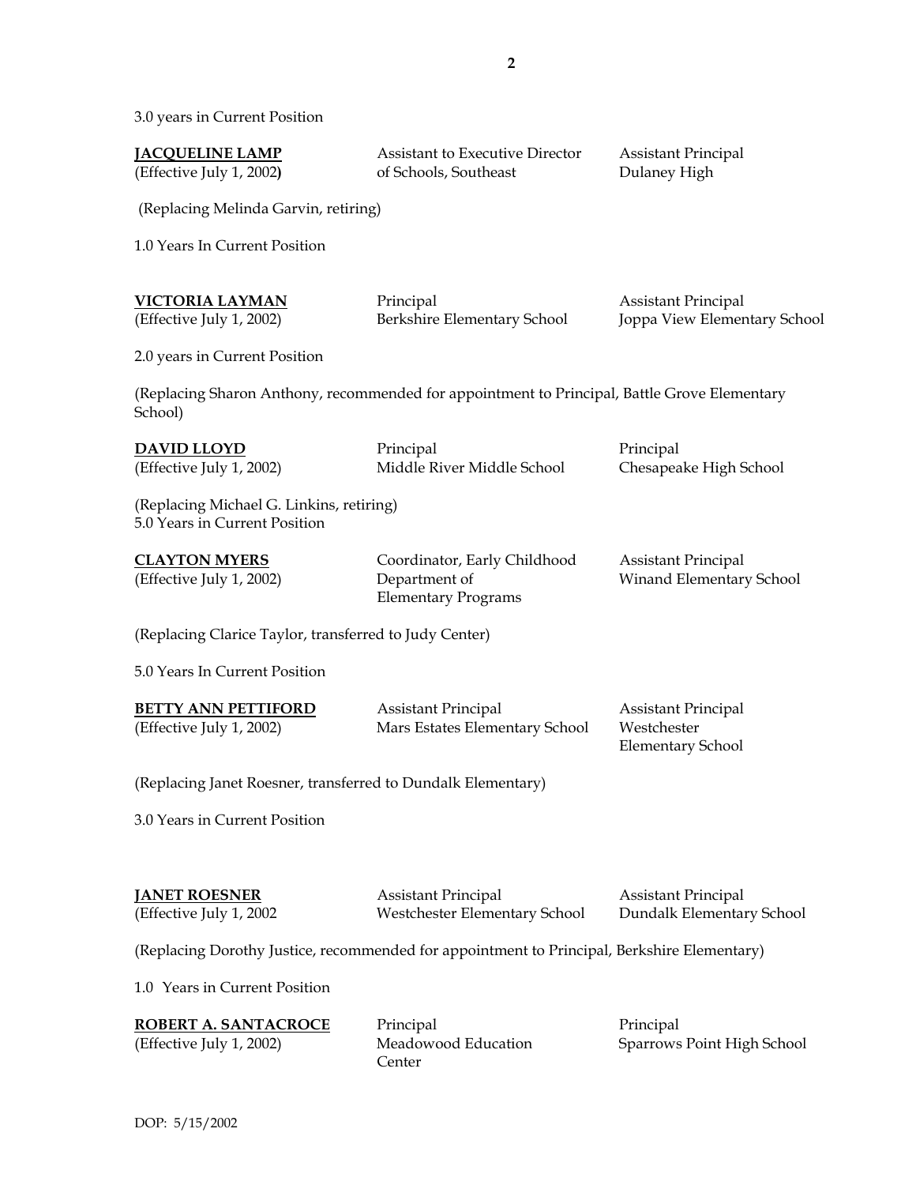3.0 years in Current Position

| | | |
|---|---|---|
| **JACQUELINE LAMP** (Effective July 1, 2002**)** | Assistant to Executive Director of Schools, Southeast | Assistant Principal Dulaney High |

(Replacing Melinda Garvin, retiring)

1.0 Years In Current Position

| | | |
|---|---|---|
| **VICTORIA LAYMAN** (Effective July 1, 2002) | Principal Berkshire Elementary School | Assistant Principal Joppa View Elementary School |

2.0 years in Current Position

(Replacing Sharon Anthony, recommended for appointment to Principal, Battle Grove Elementary School)

| | | |
|---|---|---|
| **DAVID LLOYD** (Effective July 1, 2002) | Principal Middle River Middle School | Principal Chesapeake High School |

(Replacing Michael G. Linkins, retiring)
5.0 Years in Current Position

| | | |
|---|---|---|
| **CLAYTON MYERS** (Effective July 1, 2002) | Coordinator, Early Childhood Department of Elementary Programs | Assistant Principal Winand Elementary School |

(Replacing Clarice Taylor, transferred to Judy Center)

5.0 Years In Current Position

| | | |
|---|---|---|
| **BETTY ANN PETTIFORD** (Effective July 1, 2002) | Assistant Principal Mars Estates Elementary School | Assistant Principal Westchester Elementary School |

(Replacing Janet Roesner, transferred to Dundalk Elementary)

3.0 Years in Current Position

| | | |
|---|---|---|
| **JANET ROESNER** (Effective July 1, 2002 | Assistant Principal Westchester Elementary School | Assistant Principal Dundalk Elementary School |

(Replacing Dorothy Justice, recommended for appointment to Principal, Berkshire Elementary)

1.0 Years in Current Position

| | | |
|---|---|---|
| **ROBERT A. SANTACROCE** (Effective July 1, 2002) | Principal Meadowood Education Center | Principal Sparrows Point High School |

DOP: 5/15/2002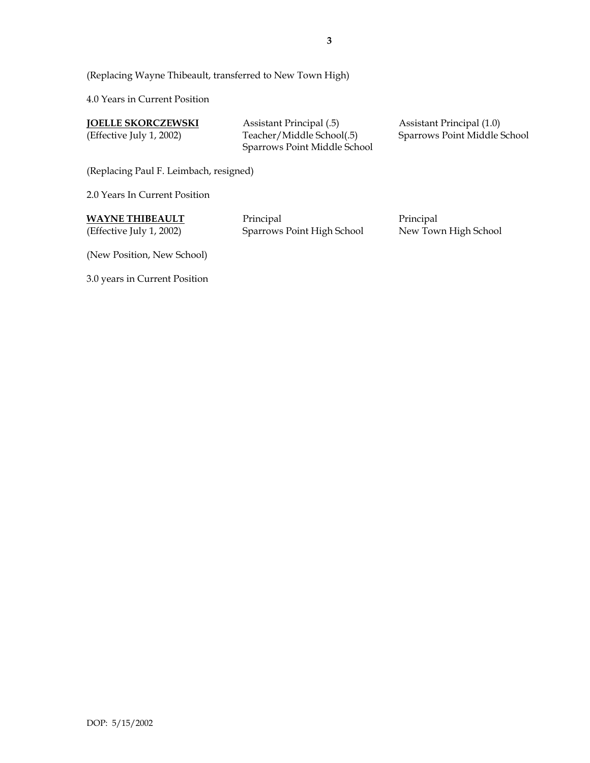(Replacing Wayne Thibeault, transferred to New Town High)

4.0 Years in Current Position

| | | |
|---|---|---|
| **JOELLE SKORCZEWSKI**<br>(Effective July 1, 2002) | Assistant Principal (.5)<br>Teacher/Middle School(.5)<br>Sparrows Point Middle School | Assistant Principal (1.0)<br>Sparrows Point Middle School |

(Replacing Paul F. Leimbach, resigned)

2.0 Years In Current Position

| | | |
|---|---|---|
| **WAYNE THIBEAULT**<br>(Effective July 1, 2002) | Principal<br>Sparrows Point High School | Principal<br>New Town High School |

(New Position, New School)

3.0 years in Current Position

DOP: 5/15/2002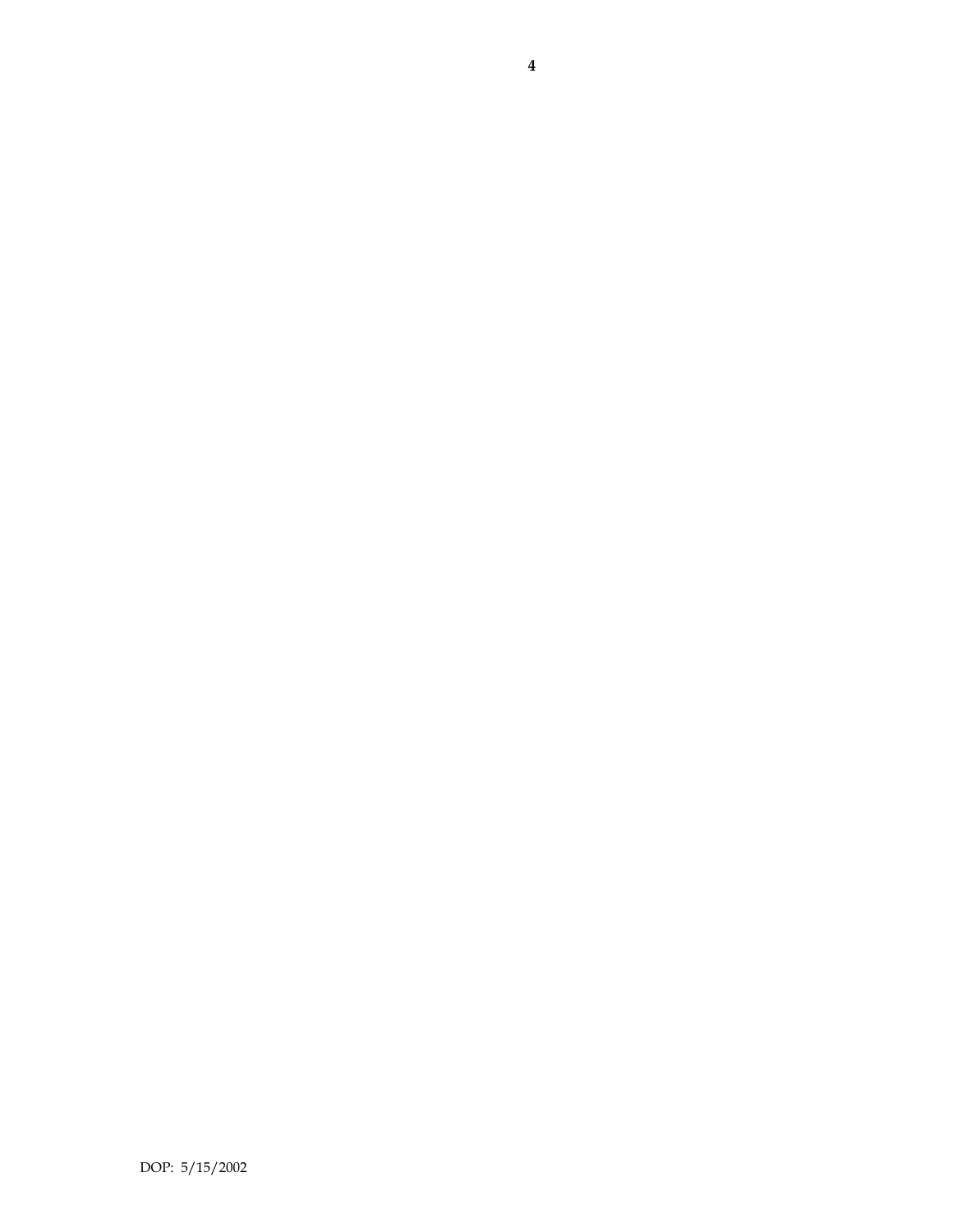DOP: 5/15/2002